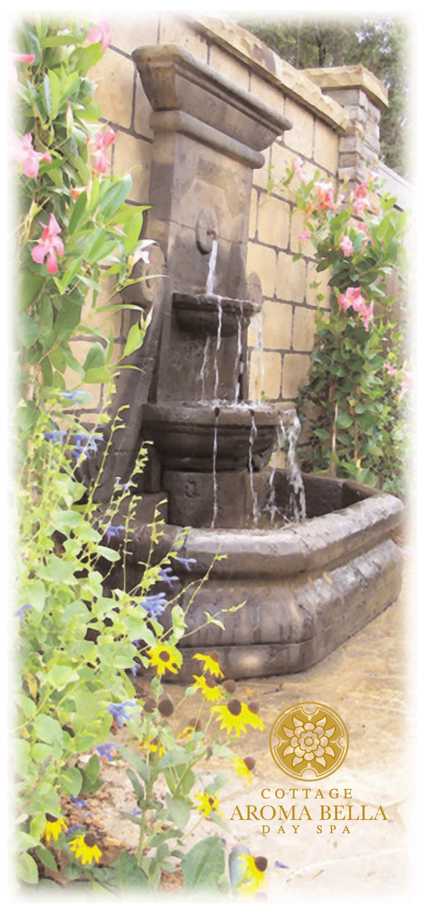COTTAGE
AROMA BELLA
DAY SPA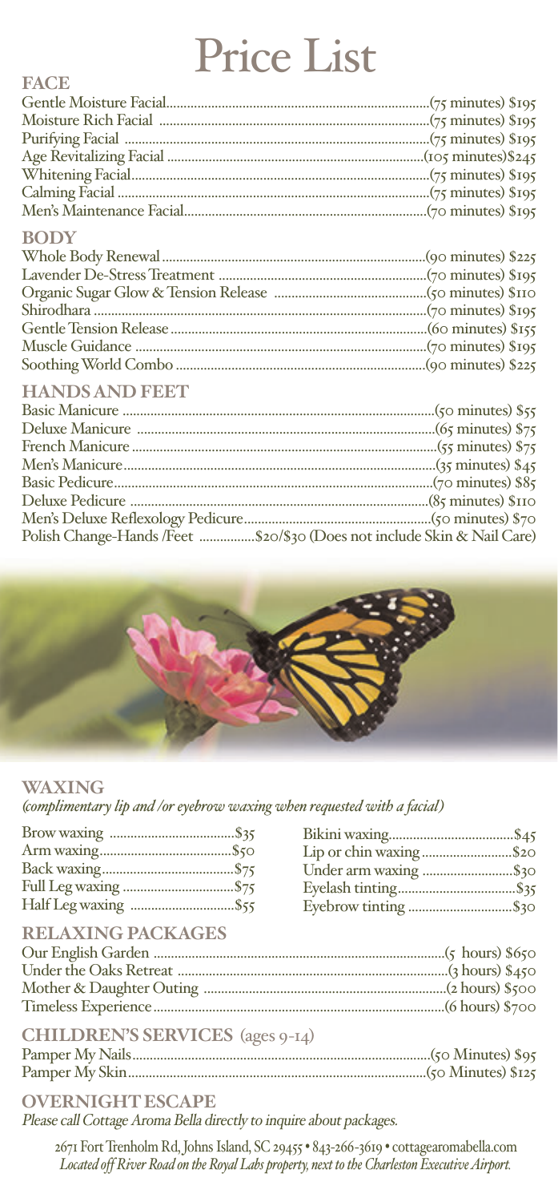# Price List

## FACE

| | |
|---|---|
| Gentle Moisture Facial | (75 minutes) $195 |
| Moisture Rich Facial | (75 minutes) $195 |
| Purifying Facial | (75 minutes) $195 |
| Age Revitalizing Facial | (105 minutes) $245 |
| Whitening Facial | (75 minutes) $195 |
| Calming Facial | (75 minutes) $195 |
| Men's Maintenance Facial | (70 minutes) $195 |

## BODY

| | |
|---|---|
| Whole Body Renewal | (90 minutes) $225 |
| Lavender De-Stress Treatment | (70 minutes) $195 |
| Organic Sugar Glow & Tension Release | (50 minutes) $110 |
| Shirodhara | (70 minutes) $195 |
| Gentle Tension Release | (60 minutes) $155 |
| Muscle Guidance | (70 minutes) $195 |
| Soothing World Combo | (90 minutes) $225 |

## HANDS AND FEET

| | |
|---|---|
| Basic Manicure | (50 minutes) $55 |
| Deluxe Manicure | (65 minutes) $75 |
| French Manicure | (55 minutes) $75 |
| Men's Manicure | (35 minutes) $45 |
| Basic Pedicure | (70 minutes) $85 |
| Deluxe Pedicure | (85 minutes) $110 |
| Men's Deluxe Reflexology Pedicure | (50 minutes) $70 |
| Polish Change-Hands /Feet | $20/$30 (Does not include Skin & Nail Care) |

## WAXING

*(complimentary lip and /or eyebrow waxing when requested with a facial)*

| | |
|---|---|
| Brow waxing | $35 |
| Arm waxing | $50 |
| Back waxing | $75 |
| Full Leg waxing | $75 |
| Half Leg waxing | $55 |
| Bikini waxing | $45 |
| Lip or chin waxing | $20 |
| Under arm waxing | $30 |
| Eyelash tinting | $35 |
| Eyebrow tinting | $30 |

## RELAXING PACKAGES

| | |
|---|---|
| Our English Garden | (5 hours) $650 |
| Under the Oaks Retreat | (3 hours) $450 |
| Mother & Daughter Outing | (2 hours) $500 |
| Timeless Experience | (6 hours) $700 |

## CHILDREN'S SERVICES (ages 9-14)

| | |
|---|---|
| Pamper My Nails | (50 Minutes) $95 |
| Pamper My Skin | (50 Minutes) $125 |

## OVERNIGHT ESCAPE

*Please call Cottage Aroma Bella directly to inquire about packages.*

2671 Fort Trenholm Rd, Johns Island, SC 29455 • 843-266-3619 • cottagearomabella.com

*Located off River Road on the Royal Labs property, next to the Charleston Executive Airport.*